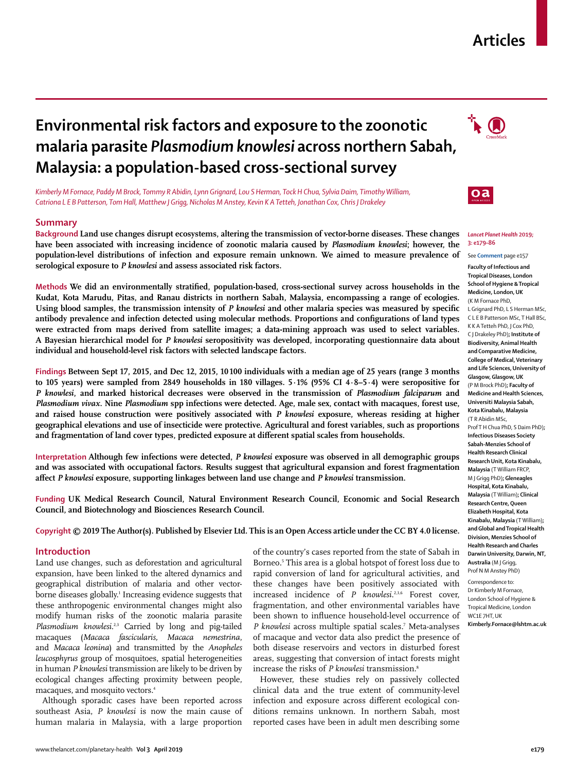# Environmental risk factors and exposure to the zoonotic malaria parasite *Plasmodium knowlesi* across northern Sabah, Malaysia: a population-based cross-sectional survey

*Kimberly M Fornace, Paddy M Brock, Tommy R Abidin, Lynn Grignard, Lou S Herman, Tock H Chua, Sylvia Daim, Timothy William, Catriona L E B Patterson, Tom Hall, Matthew J Grigg, Nicholas M Anstey, Kevin K A Tetteh, Jonathan Cox, Chris J Drakeley*

## Summary

**Background** Land use changes disrupt ecosystems, altering the transmission of vector-borne diseases. These changes have been associated with increasing incidence of zoonotic malaria caused by *Plasmodium knowlesi*; however, the population-level distributions of infection and exposure remain unknown. We aimed to measure prevalence of serological exposure to *P knowlesi* and assess associated risk factors.

**Methods** We did an environmentally stratified, population-based, cross-sectional survey across households in the Kudat, Kota Marudu, Pitas, and Ranau districts in northern Sabah, Malaysia, encompassing a range of ecologies. Using blood samples, the transmission intensity of *P knowlesi* and other malaria species was measured by specific antibody prevalence and infection detected using molecular methods. Proportions and configurations of land types were extracted from maps derived from satellite images; a data-mining approach was used to select variables. A Bayesian hierarchical model for *P knowlesi* seropositivity was developed, incorporating questionnaire data about individual and household-level risk factors with selected landscape factors.

**Findings** Between Sept 17, 2015, and Dec 12, 2015, 10 100 individuals with a median age of 25 years (range 3 months to 105 years) were sampled from 2849 households in 180 villages. 5·1% (95% CI 4·8–5·4) were seropositive for *P knowlesi*, and marked historical decreases were observed in the transmission of *Plasmodium falciparum* and *Plasmodium vivax*. Nine *Plasmodium* spp infections were detected. Age, male sex, contact with macaques, forest use, and raised house construction were positively associated with *P knowlesi* exposure, whereas residing at higher geographical elevations and use of insecticide were protective. Agricultural and forest variables, such as proportions and fragmentation of land cover types, predicted exposure at different spatial scales from households.

**Interpretation** Although few infections were detected, *P knowlesi* exposure was observed in all demographic groups and was associated with occupational factors. Results suggest that agricultural expansion and forest fragmentation affect *P knowlesi* exposure, supporting linkages between land use change and *P knowlesi* transmission.

**Funding** UK Medical Research Council, Natural Environment Research Council, Economic and Social Research Council, and Biotechnology and Biosciences Research Council.

**Copyright © 2019 The Author(s). Published by Elsevier Ltd. This is an Open Access article under the CC BY 4.0 license.**

*Lancet Planet Health* 2019; 3: e179–86

See **Comment** page e157

**Faculty of Infectious and Tropical Diseases, London School of Hygiene & Tropical Medicine, London, UK** (K M Fornace PhD, L Grignard PhD, L S Herman MSc, C L E B Patterson MSc, T Hall BSc, K K A Tetteh PhD, J Cox PhD, C J Drakeley PhD)**; Institute of Biodiversity, Animal Health and Comparative Medicine, College of Medical, Veterinary and Life Sciences, University of Glasgow, Glasgow, UK** (P M Brock PhD)**; Faculty of Medicine and Health Sciences, Universiti Malaysia Sabah, Kota Kinabalu, Malaysia** (T R Abidin MSc, Prof T H Chua PhD, S Daim PhD)**; Infectious Diseases Society Sabah-Menzies School of Health Research Clinical Research Unit, Kota Kinabalu, Malaysia** (T William FRCP, M J Grigg PhD)**; Gleneagles Hospital, Kota Kinabalu, Malaysia** (T William)**; Clinical Research Centre, Queen Elizabeth Hospital, Kota Kinabalu, Malaysia** (T William)**; and Global and Tropical Health Division, Menzies School of Health Research and Charles Darwin University, Darwin, NT, Australia** (M J Grigg, Prof N M Anstey PhD)

Correspondence to: Dr Kimberly M Fornace, London School of Hygiene & Tropical Medicine, London WC1E 7HT, UK **Kimberly.Fornace@lshtm.ac.uk**

## Introduction

Land use changes, such as deforestation and agricultural expansion, have been linked to the altered dynamics and geographical distribution of malaria and other vector-borne diseases globally.[1] Increasing evidence suggests that these anthropogenic environmental changes might also modify human risks of the zoonotic malaria parasite *Plasmodium knowlesi*.[2,3] Carried by long and pig-tailed macaques (*Macaca fascicularis, Macaca nemestrina*, and *Macaca leonina*) and transmitted by the *Anopheles leucosphyrus* group of mosquitoes, spatial heterogeneities in human *P knowlesi* transmission are likely to be driven by ecological changes affecting proximity between people, macaques, and mosquito vectors.[4]

Although sporadic cases have been reported across southeast Asia, *P knowlesi* is now the main cause of human malaria in Malaysia, with a large proportion of the country's cases reported from the state of Sabah in Borneo.[5] This area is a global hotspot of forest loss due to rapid conversion of land for agricultural activities, and these changes have been positively associated with increased incidence of *P knowlesi*.[2,3,6] Forest cover, fragmentation, and other environmental variables have been shown to influence household-level occurrence of *P knowlesi* across multiple spatial scales.[7] Meta-analyses of macaque and vector data also predict the presence of both disease reservoirs and vectors in disturbed forest areas, suggesting that conversion of intact forests might increase the risks of *P knowlesi* transmission.[8]

However, these studies rely on passively collected clinical data and the true extent of community-level infection and exposure across different ecological conditions remains unknown. In northern Sabah, most reported cases have been in adult men describing some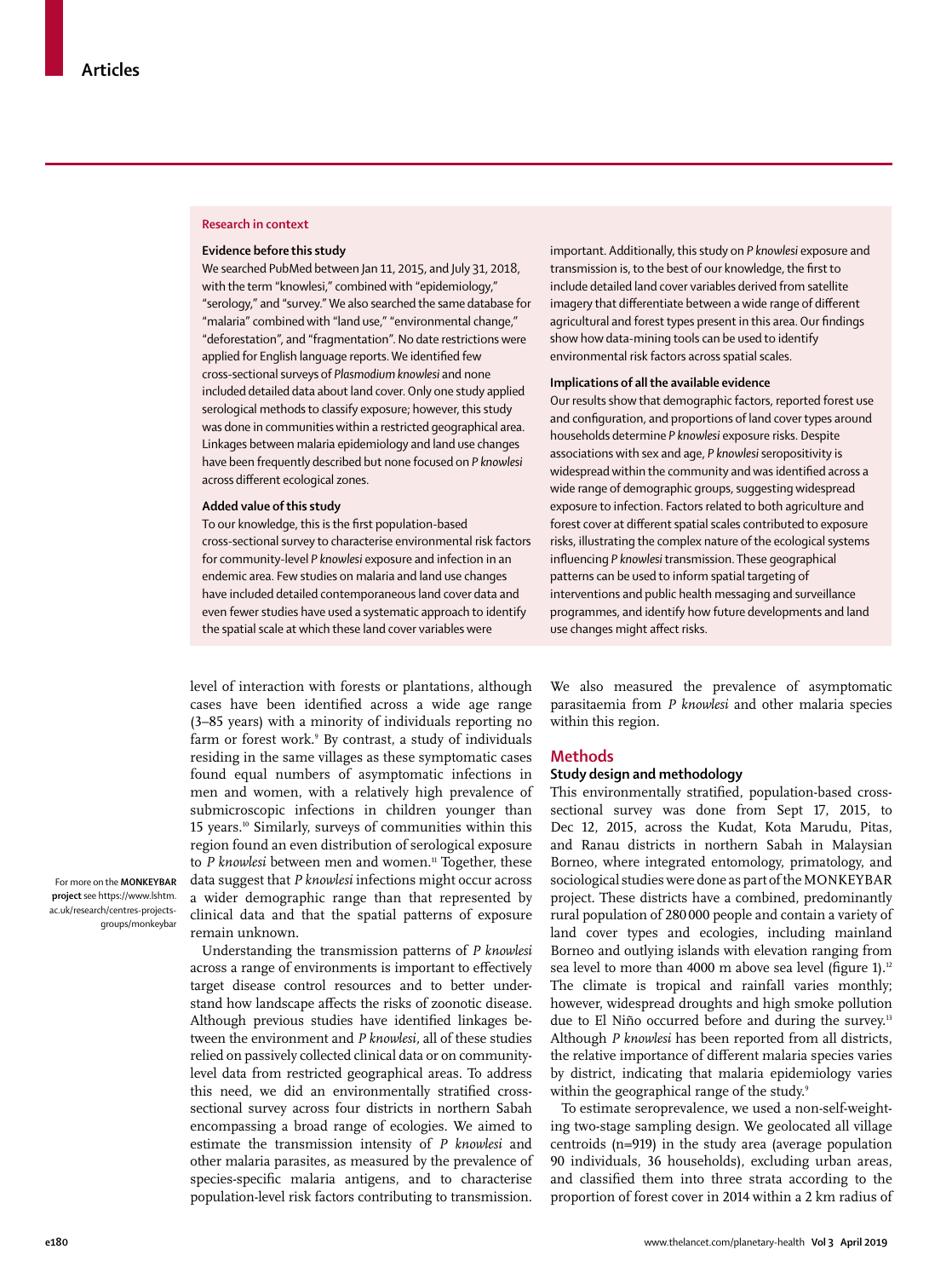### Research in context

**Evidence before this study**

We searched PubMed between Jan 11, 2015, and July 31, 2018, with the term "knowlesi," combined with "epidemiology," "serology," and "survey." We also searched the same database for "malaria" combined with "land use," "environmental change," "deforestation", and "fragmentation". No date restrictions were applied for English language reports. We identified few cross-sectional surveys of *Plasmodium knowlesi* and none included detailed data about land cover. Only one study applied serological methods to classify exposure; however, this study was done in communities within a restricted geographical area. Linkages between malaria epidemiology and land use changes have been frequently described but none focused on *P knowlesi* across different ecological zones.

**Added value of this study**

To our knowledge, this is the first population-based cross-sectional survey to characterise environmental risk factors for community-level *P knowlesi* exposure and infection in an endemic area. Few studies on malaria and land use changes have included detailed contemporaneous land cover data and even fewer studies have used a systematic approach to identify the spatial scale at which these land cover variables were important. Additionally, this study on *P knowlesi* exposure and transmission is, to the best of our knowledge, the first to include detailed land cover variables derived from satellite imagery that differentiate between a wide range of different agricultural and forest types present in this area. Our findings show how data-mining tools can be used to identify environmental risk factors across spatial scales.

**Implications of all the available evidence**

Our results show that demographic factors, reported forest use and configuration, and proportions of land cover types around households determine *P knowlesi* exposure risks. Despite associations with sex and age, *P knowlesi* seropositivity is widespread within the community and was identified across a wide range of demographic groups, suggesting widespread exposure to infection. Factors related to both agriculture and forest cover at different spatial scales contributed to exposure risks, illustrating the complex nature of the ecological systems influencing *P knowlesi* transmission. These geographical patterns can be used to inform spatial targeting of interventions and public health messaging and surveillance programmes, and identify how future developments and land use changes might affect risks.

level of interaction with forests or plantations, although cases have been identified across a wide age range (3–85 years) with a minority of individuals reporting no farm or forest work.[9] By contrast, a study of individuals residing in the same villages as these symptomatic cases found equal numbers of asymptomatic infections in men and women, with a relatively high prevalence of submicroscopic infections in children younger than 15 years.[10] Similarly, surveys of communities within this region found an even distribution of serological exposure to *P knowlesi* between men and women.[11] Together, these data suggest that *P knowlesi* infections might occur across a wider demographic range than that represented by clinical data and that the spatial patterns of exposure remain unknown.

For more on the **MONKEYBAR project** see https://www.lshtm.ac.uk/research/centres-projects-groups/monkeybar

Understanding the transmission patterns of *P knowlesi* across a range of environments is important to effectively target disease control resources and to better understand how landscape affects the risks of zoonotic disease. Although previous studies have identified linkages between the environment and *P knowlesi*, all of these studies relied on passively collected clinical data or on community-level data from restricted geographical areas. To address this need, we did an environmentally stratified cross-sectional survey across four districts in northern Sabah encompassing a broad range of ecologies. We aimed to estimate the transmission intensity of *P knowlesi* and other malaria parasites, as measured by the prevalence of species-specific malaria antigens, and to characterise population-level risk factors contributing to transmission. We also measured the prevalence of asymptomatic parasitaemia from *P knowlesi* and other malaria species within this region.

## Methods

### Study design and methodology

This environmentally stratified, population-based cross-sectional survey was done from Sept 17, 2015, to Dec 12, 2015, across the Kudat, Kota Marudu, Pitas, and Ranau districts in northern Sabah in Malaysian Borneo, where integrated entomology, primatology, and sociological studies were done as part of the MONKEYBAR project. These districts have a combined, predominantly rural population of 280 000 people and contain a variety of land cover types and ecologies, including mainland Borneo and outlying islands with elevation ranging from sea level to more than 4000 m above sea level (figure 1).[12] The climate is tropical and rainfall varies monthly; however, widespread droughts and high smoke pollution due to El Niño occurred before and during the survey.[13] Although *P knowlesi* has been reported from all districts, the relative importance of different malaria species varies by district, indicating that malaria epidemiology varies within the geographical range of the study.[9]

To estimate seroprevalence, we used a non-self-weighting two-stage sampling design. We geolocated all village centroids (n=919) in the study area (average population 90 individuals, 36 households), excluding urban areas, and classified them into three strata according to the proportion of forest cover in 2014 within a 2 km radius of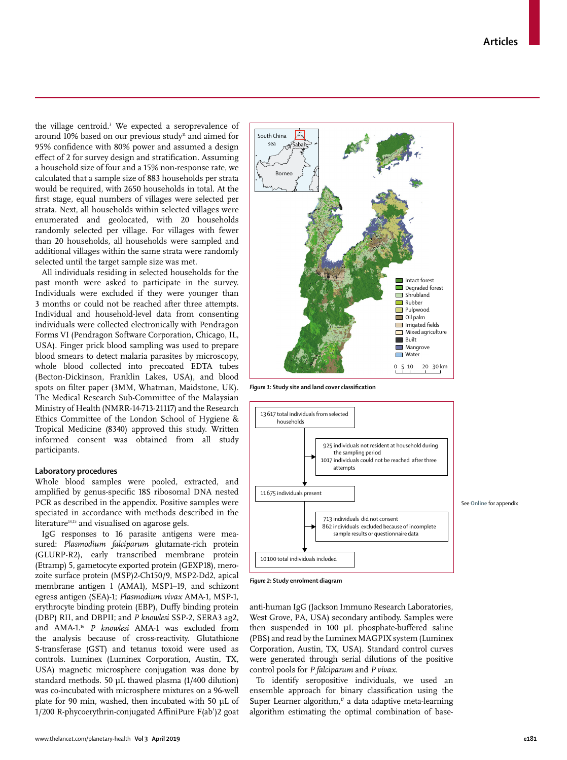the village centroid.[3] We expected a seroprevalence of around 10% based on our previous study[11] and aimed for 95% confidence with 80% power and assumed a design effect of 2 for survey design and stratification. Assuming a household size of four and a 15% non-response rate, we calculated that a sample size of 883 households per strata would be required, with 2650 households in total. At the first stage, equal numbers of villages were selected per strata. Next, all households within selected villages were enumerated and geolocated, with 20 households randomly selected per village. For villages with fewer than 20 households, all households were sampled and additional villages within the same strata were randomly selected until the target sample size was met.

All individuals residing in selected households for the past month were asked to participate in the survey. Individuals were excluded if they were younger than 3 months or could not be reached after three attempts. Individual and household-level data from consenting individuals were collected electronically with Pendragon Forms VI (Pendragon Software Corporation, Chicago, IL, USA). Finger prick blood sampling was used to prepare blood smears to detect malaria parasites by microscopy, whole blood collected into precoated EDTA tubes (Becton-Dickinson, Franklin Lakes, USA), and blood spots on filter paper (3MM, Whatman, Maidstone, UK). The Medical Research Sub-Committee of the Malaysian Ministry of Health (NMRR-14-713-21117) and the Research Ethics Committee of the London School of Hygiene & Tropical Medicine (8340) approved this study. Written informed consent was obtained from all study participants.

**Figure 1: Study site and land cover classification**

Intact forest; Degraded forest; Shrubland; Rubber; Pulpwood; Oil palm; Irrigated fields; Mixed agriculture; Built; Mangrove; Water

13 617 total individuals from selected households
→ 925 individuals not resident at household during the sampling period; 1017 individuals could not be reached after three attempts
11 675 individuals present
→ 713 individuals did not consent; 862 individuals excluded because of incomplete sample results or questionnaire data
10 100 total individuals included

**Figure 2: Study enrolment diagram**

See Online for appendix

### Laboratory procedures

Whole blood samples were pooled, extracted, and amplified by genus-specific 18S ribosomal DNA nested PCR as described in the appendix. Positive samples were speciated in accordance with methods described in the literature[14,15] and visualised on agarose gels.

IgG responses to 16 parasite antigens were measured: *Plasmodium falciparum* glutamate-rich protein (GLURP-R2), early transcribed membrane protein (Etramp) 5, gametocyte exported protein (GEXP18), merozoite surface protein (MSP)2-Ch150/9, MSP2-Dd2, apical membrane antigen 1 (AMA1), MSP1–19, and schizont egress antigen (SEA)-1; *Plasmodium vivax* AMA-1, MSP-1, erythrocyte binding protein (EBP), Duffy binding protein (DBP) RII, and DBPII; and *P knowlesi* SSP-2, SERA3 ag2, and AMA-1.[16] *P knowlesi* AMA-1 was excluded from the analysis because of cross-reactivity. Glutathione S-transferase (GST) and tetanus toxoid were used as controls. Luminex (Luminex Corporation, Austin, TX, USA) magnetic microsphere conjugation was done by standard methods. 50 µL thawed plasma (1/400 dilution) was co-incubated with microsphere mixtures on a 96-well plate for 90 min, washed, then incubated with 50 µL of 1/200 R-phycoerythrin-conjugated AffiniPure F(ab')2 goat anti-human IgG (Jackson Immuno Research Laboratories, West Grove, PA, USA) secondary antibody. Samples were then suspended in 100 µL phosphate-buffered saline (PBS) and read by the Luminex MAGPIX system (Luminex Corporation, Austin, TX, USA). Standard control curves were generated through serial dilutions of the positive control pools for *P falciparum* and *P vivax*.

To identify seropositive individuals, we used an ensemble approach for binary classification using the Super Learner algorithm,[17] a data adaptive meta-learning algorithm estimating the optimal combination of base-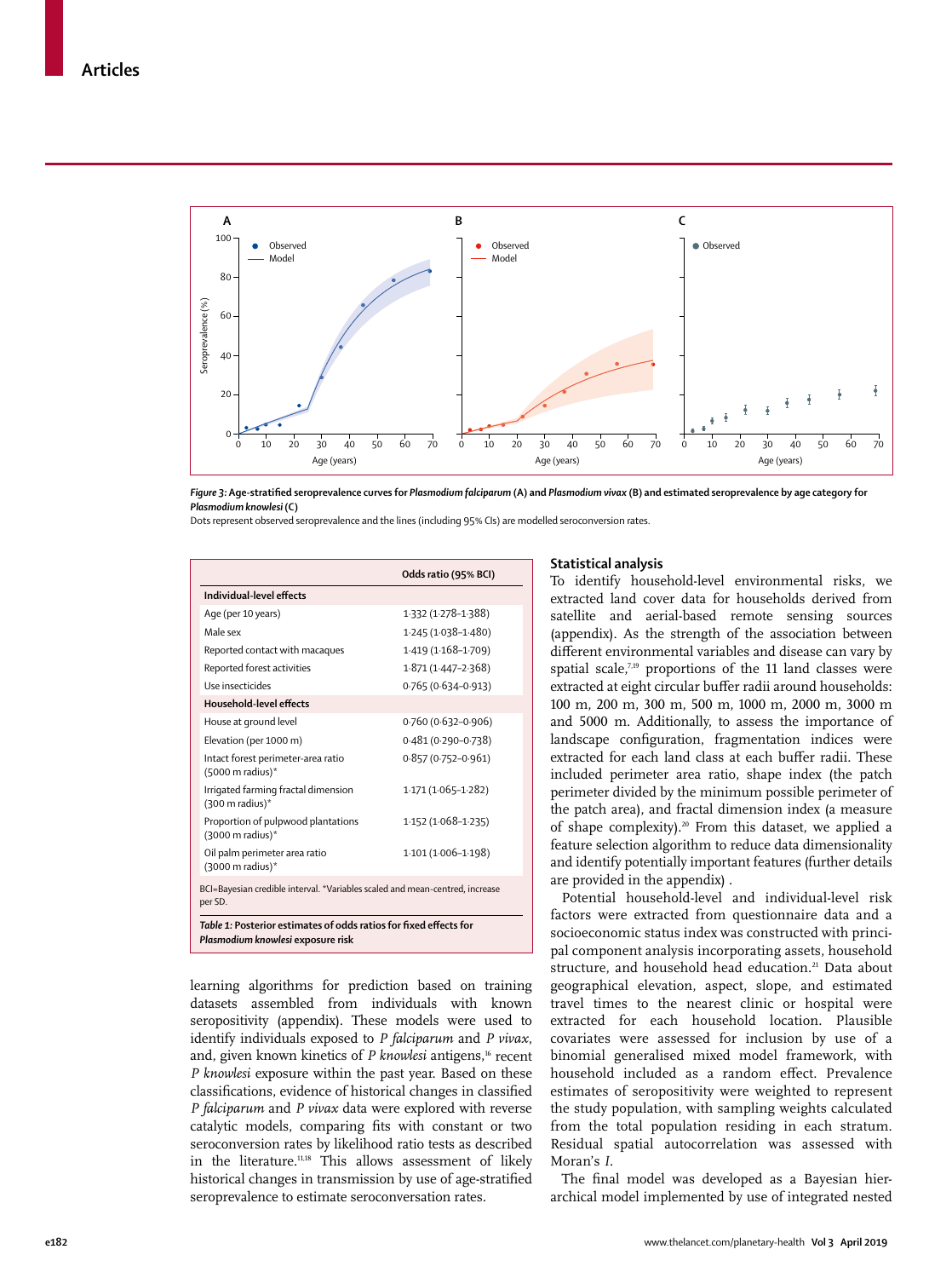*Figure 3:* **Age-stratified seroprevalence curves for *Plasmodium falciparum* (A) and *Plasmodium vivax* (B) and estimated seroprevalence by age category for *Plasmodium knowlesi* (C)**

Dots represent observed seroprevalence and the lines (including 95% CIs) are modelled seroconversion rates.

| | Odds ratio (95% BCI) |
|---|---|
| **Individual-level effects** | |
| Age (per 10 years) | 1·332 (1·278–1·388) |
| Male sex | 1·245 (1·038–1·480) |
| Reported contact with macaques | 1·419 (1·168–1·709) |
| Reported forest activities | 1·871 (1·447–2·368) |
| Use insecticides | 0·765 (0·634–0·913) |
| **Household-level effects** | |
| House at ground level | 0·760 (0·632–0·906) |
| Elevation (per 1000 m) | 0·481 (0·290–0·738) |
| Intact forest perimeter-area ratio (5000 m radius)* | 0·857 (0·752–0·961) |
| Irrigated farming fractal dimension (300 m radius)* | 1·171 (1·065–1·282) |
| Proportion of pulpwood plantations (3000 m radius)* | 1·152 (1·068–1·235) |
| Oil palm perimeter area ratio (3000 m radius)* | 1·101 (1·006–1·198) |

BCI=Bayesian credible interval. *Variables scaled and mean-centred, increase per SD.

***Table 1:* Posterior estimates of odds ratios for fixed effects for *Plasmodium knowlesi* exposure risk**

learning algorithms for prediction based on training datasets assembled from individuals with known seropositivity (appendix). These models were used to identify individuals exposed to *P falciparum* and *P vivax*, and, given known kinetics of *P knowlesi* antigens,[16] recent *P knowlesi* exposure within the past year. Based on these classifications, evidence of historical changes in classified *P falciparum* and *P vivax* data were explored with reverse catalytic models, comparing fits with constant or two seroconversion rates by likelihood ratio tests as described in the literature.[11,18] This allows assessment of likely historical changes in transmission by use of age-stratified seroprevalence to estimate seroconversation rates.

## Statistical analysis

To identify household-level environmental risks, we extracted land cover data for households derived from satellite and aerial-based remote sensing sources (appendix). As the strength of the association between different environmental variables and disease can vary by spatial scale,[7,19] proportions of the 11 land classes were extracted at eight circular buffer radii around households: 100 m, 200 m, 300 m, 500 m, 1000 m, 2000 m, 3000 m and 5000 m. Additionally, to assess the importance of landscape configuration, fragmentation indices were extracted for each land class at each buffer radii. These included perimeter area ratio, shape index (the patch perimeter divided by the minimum possible perimeter of the patch area), and fractal dimension index (a measure of shape complexity).[20] From this dataset, we applied a feature selection algorithm to reduce data dimensionality and identify potentially important features (further details are provided in the appendix) .

Potential household-level and individual-level risk factors were extracted from questionnaire data and a socioeconomic status index was constructed with principal component analysis incorporating assets, household structure, and household head education.[21] Data about geographical elevation, aspect, slope, and estimated travel times to the nearest clinic or hospital were extracted for each household location. Plausible covariates were assessed for inclusion by use of a binomial generalised mixed model framework, with household included as a random effect. Prevalence estimates of seropositivity were weighted to represent the study population, with sampling weights calculated from the total population residing in each stratum. Residual spatial autocorrelation was assessed with Moran's *I*.

The final model was developed as a Bayesian hierarchical model implemented by use of integrated nested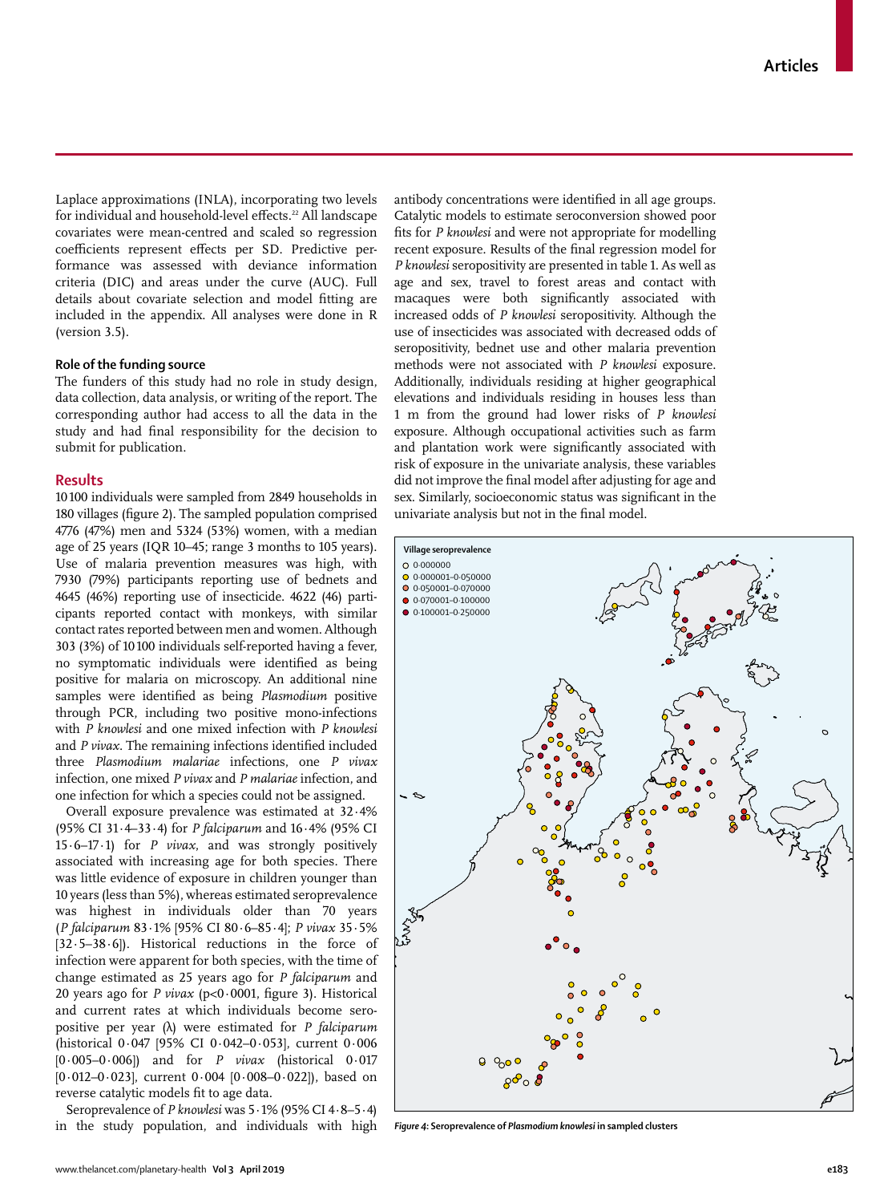Laplace approximations (INLA), incorporating two levels for individual and household-level effects.[22] All landscape covariates were mean-centred and scaled so regression coefficients represent effects per SD. Predictive performance was assessed with deviance information criteria (DIC) and areas under the curve (AUC). Full details about covariate selection and model fitting are included in the appendix. All analyses were done in R (version 3.5).

#### Role of the funding source

The funders of this study had no role in study design, data collection, data analysis, or writing of the report. The corresponding author had access to all the data in the study and had final responsibility for the decision to submit for publication.

## Results

10 100 individuals were sampled from 2849 households in 180 villages (figure 2). The sampled population comprised 4776 (47%) men and 5324 (53%) women, with a median age of 25 years (IQR 10–45; range 3 months to 105 years). Use of malaria prevention measures was high, with 7930 (79%) participants reporting use of bednets and 4645 (46%) reporting use of insecticide. 4622 (46) participants reported contact with monkeys, with similar contact rates reported between men and women. Although 303 (3%) of 10 100 individuals self-reported having a fever, no symptomatic individuals were identified as being positive for malaria on microscopy. An additional nine samples were identified as being *Plasmodium* positive through PCR, including two positive mono-infections with *P knowlesi* and one mixed infection with *P knowlesi* and *P vivax*. The remaining infections identified included three *Plasmodium malariae* infections, one *P vivax* infection, one mixed *P vivax* and *P malariae* infection, and one infection for which a species could not be assigned.

Overall exposure prevalence was estimated at 32·4% (95% CI 31·4–33·4) for *P falciparum* and 16·4% (95% CI 15·6–17·1) for *P vivax*, and was strongly positively associated with increasing age for both species. There was little evidence of exposure in children younger than 10 years (less than 5%), whereas estimated seroprevalence was highest in individuals older than 70 years (*P falciparum* 83·1% [95% CI 80·6–85·4]; *P vivax* 35·5% [32·5–38·6]). Historical reductions in the force of infection were apparent for both species, with the time of change estimated as 25 years ago for *P falciparum* and 20 years ago for *P vivax* ($p<0·0001$, figure 3). Historical and current rates at which individuals become seropositive per year (λ) were estimated for *P falciparum* (historical 0·047 [95% CI 0·042–0·053], current 0·006 [0·005–0·006]) and for *P vivax* (historical 0·017 [0·012–0·023], current 0·004 [0·008–0·022]), based on reverse catalytic models fit to age data.

Seroprevalence of *P knowlesi* was 5·1% (95% CI 4·8–5·4) in the study population, and individuals with high antibody concentrations were identified in all age groups. Catalytic models to estimate seroconversion showed poor fits for *P knowlesi* and were not appropriate for modelling recent exposure. Results of the final regression model for *P knowlesi* seropositivity are presented in table 1. As well as age and sex, travel to forest areas and contact with macaques were both significantly associated with increased odds of *P knowlesi* seropositivity. Although the use of insecticides was associated with decreased odds of seropositivity, bednet use and other malaria prevention methods were not associated with *P knowlesi* exposure. Additionally, individuals residing at higher geographical elevations and individuals residing in houses less than 1 m from the ground had lower risks of *P knowlesi* exposure. Although occupational activities such as farm and plantation work were significantly associated with risk of exposure in the univariate analysis, these variables did not improve the final model after adjusting for age and sex. Similarly, socioeconomic status was significant in the univariate analysis but not in the final model.

Village seroprevalence
- 0·000000
- 0·000001–0·050000
- 0·050001–0·070000
- 0·070001–0·100000
- 0·100001–0·250000

*Figure 4:* **Seroprevalence of *Plasmodium knowlesi* in sampled clusters**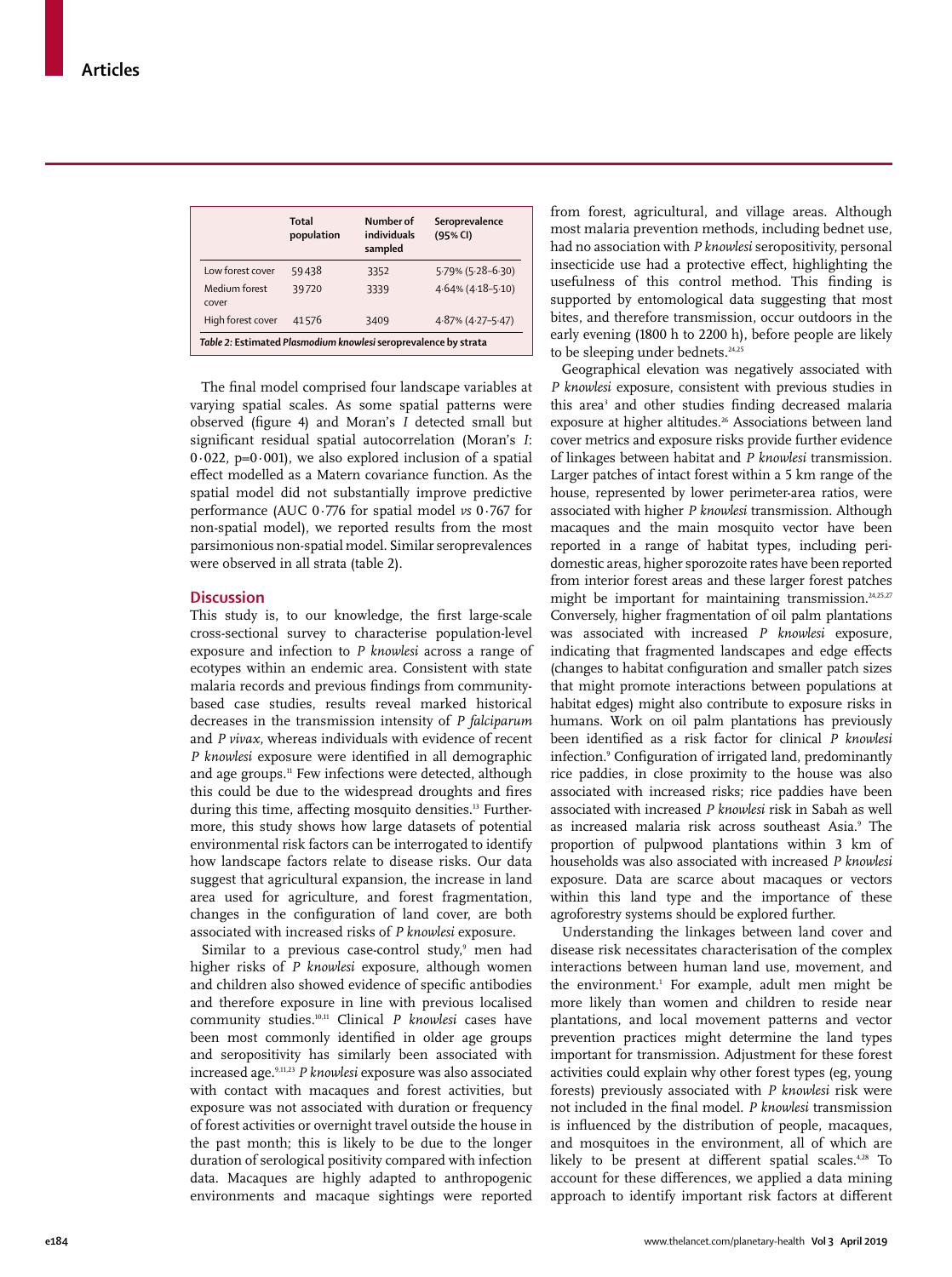|  | Total population | Number of individuals sampled | Seroprevalence (95% CI) |
|---|---|---|---|
| Low forest cover | 59 438 | 3352 | 5·79% (5·28–6·30) |
| Medium forest cover | 39 720 | 3339 | 4·64% (4·18–5·10) |
| High forest cover | 41 576 | 3409 | 4·87% (4·27–5·47) |

*Table 2:* **Estimated *Plasmodium knowlesi* seroprevalence by strata**

The final model comprised four landscape variables at varying spatial scales. As some spatial patterns were observed (figure 4) and Moran's *I* detected small but significant residual spatial autocorrelation (Moran's *I*: 0·022, p=0·001), we also explored inclusion of a spatial effect modelled as a Matern covariance function. As the spatial model did not substantially improve predictive performance (AUC 0·776 for spatial model *vs* 0·767 for non-spatial model), we reported results from the most parsimonious non-spatial model. Similar seroprevalences were observed in all strata (table 2).

## Discussion

This study is, to our knowledge, the first large-scale cross-sectional survey to characterise population-level exposure and infection to *P knowlesi* across a range of ecotypes within an endemic area. Consistent with state malaria records and previous findings from community-based case studies, results reveal marked historical decreases in the transmission intensity of *P falciparum* and *P vivax*, whereas individuals with evidence of recent *P knowlesi* exposure were identified in all demographic and age groups.[11] Few infections were detected, although this could be due to the widespread droughts and fires during this time, affecting mosquito densities.[13] Furthermore, this study shows how large datasets of potential environmental risk factors can be interrogated to identify how landscape factors relate to disease risks. Our data suggest that agricultural expansion, the increase in land area used for agriculture, and forest fragmentation, changes in the configuration of land cover, are both associated with increased risks of *P knowlesi* exposure.

Similar to a previous case-control study,[9] men had higher risks of *P knowlesi* exposure, although women and children also showed evidence of specific antibodies and therefore exposure in line with previous localised community studies.[10,11] Clinical *P knowlesi* cases have been most commonly identified in older age groups and seropositivity has similarly been associated with increased age.[9,11,23] *P knowlesi* exposure was also associated with contact with macaques and forest activities, but exposure was not associated with duration or frequency of forest activities or overnight travel outside the house in the past month; this is likely to be due to the longer duration of serological positivity compared with infection data. Macaques are highly adapted to anthropogenic environments and macaque sightings were reported from forest, agricultural, and village areas. Although most malaria prevention methods, including bednet use, had no association with *P knowlesi* seropositivity, personal insecticide use had a protective effect, highlighting the usefulness of this control method. This finding is supported by entomological data suggesting that most bites, and therefore transmission, occur outdoors in the early evening (1800 h to 2200 h), before people are likely to be sleeping under bednets.[24,25]

Geographical elevation was negatively associated with *P knowlesi* exposure, consistent with previous studies in this area[3] and other studies finding decreased malaria exposure at higher altitudes.[26] Associations between land cover metrics and exposure risks provide further evidence of linkages between habitat and *P knowlesi* transmission. Larger patches of intact forest within a 5 km range of the house, represented by lower perimeter-area ratios, were associated with higher *P knowlesi* transmission. Although macaques and the main mosquito vector have been reported in a range of habitat types, including peri-domestic areas, higher sporozoite rates have been reported from interior forest areas and these larger forest patches might be important for maintaining transmission.[24,25,27] Conversely, higher fragmentation of oil palm plantations was associated with increased *P knowlesi* exposure, indicating that fragmented landscapes and edge effects (changes to habitat configuration and smaller patch sizes that might promote interactions between populations at habitat edges) might also contribute to exposure risks in humans. Work on oil palm plantations has previously been identified as a risk factor for clinical *P knowlesi* infection.[9] Configuration of irrigated land, predominantly rice paddies, in close proximity to the house was also associated with increased risks; rice paddies have been associated with increased *P knowlesi* risk in Sabah as well as increased malaria risk across southeast Asia.[9] The proportion of pulpwood plantations within 3 km of households was also associated with increased *P knowlesi* exposure. Data are scarce about macaques or vectors within this land type and the importance of these agroforestry systems should be explored further.

Understanding the linkages between land cover and disease risk necessitates characterisation of the complex interactions between human land use, movement, and the environment.[1] For example, adult men might be more likely than women and children to reside near plantations, and local movement patterns and vector prevention practices might determine the land types important for transmission. Adjustment for these forest activities could explain why other forest types (eg, young forests) previously associated with *P knowlesi* risk were not included in the final model. *P knowlesi* transmission is influenced by the distribution of people, macaques, and mosquitoes in the environment, all of which are likely to be present at different spatial scales.[4,28] To account for these differences, we applied a data mining approach to identify important risk factors at different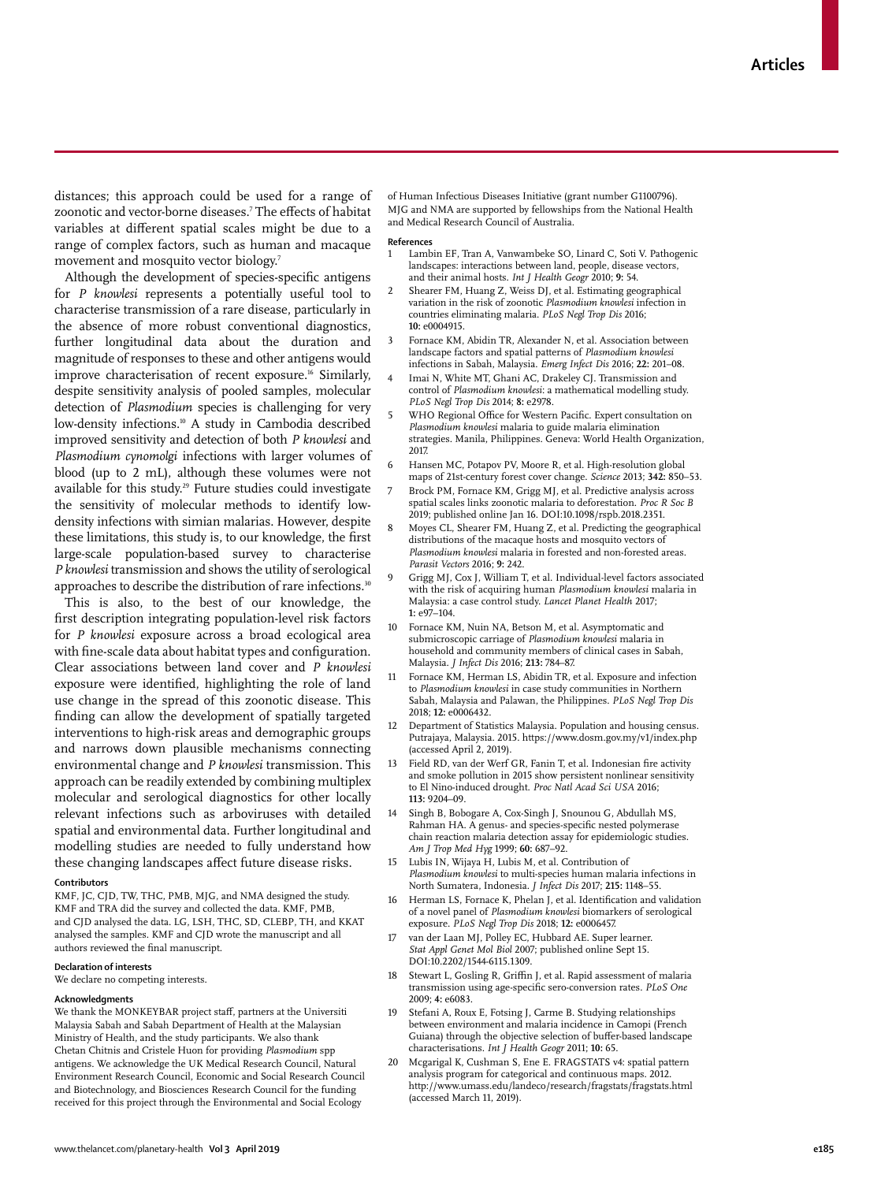distances; this approach could be used for a range of zoonotic and vector-borne diseases.[7] The effects of habitat variables at different spatial scales might be due to a range of complex factors, such as human and macaque movement and mosquito vector biology.[7]

Although the development of species-specific antigens for *P knowlesi* represents a potentially useful tool to characterise transmission of a rare disease, particularly in the absence of more robust conventional diagnostics, further longitudinal data about the duration and magnitude of responses to these and other antigens would improve characterisation of recent exposure.[16] Similarly, despite sensitivity analysis of pooled samples, molecular detection of *Plasmodium* species is challenging for very low-density infections.[10] A study in Cambodia described improved sensitivity and detection of both *P knowlesi* and *Plasmodium cynomolgi* infections with larger volumes of blood (up to 2 mL), although these volumes were not available for this study.[29] Future studies could investigate the sensitivity of molecular methods to identify low-density infections with simian malarias. However, despite these limitations, this study is, to our knowledge, the first large-scale population-based survey to characterise *P knowlesi* transmission and shows the utility of serological approaches to describe the distribution of rare infections.[30]

This is also, to the best of our knowledge, the first description integrating population-level risk factors for *P knowlesi* exposure across a broad ecological area with fine-scale data about habitat types and configuration. Clear associations between land cover and *P knowlesi* exposure were identified, highlighting the role of land use change in the spread of this zoonotic disease. This finding can allow the development of spatially targeted interventions to high-risk areas and demographic groups and narrows down plausible mechanisms connecting environmental change and *P knowlesi* transmission. This approach can be readily extended by combining multiplex molecular and serological diagnostics for other locally relevant infections such as arboviruses with detailed spatial and environmental data. Further longitudinal and modelling studies are needed to fully understand how these changing landscapes affect future disease risks.

#### Contributors

KMF, JC, CJD, TW, THC, PMB, MJG, and NMA designed the study. KMF and TRA did the survey and collected the data. KMF, PMB, and CJD analysed the data. LG, LSH, THC, SD, CLEBP, TH, and KKAT analysed the samples. KMF and CJD wrote the manuscript and all authors reviewed the final manuscript.

#### Declaration of interests

We declare no competing interests.

#### Acknowledgments

We thank the MONKEYBAR project staff, partners at the Universiti Malaysia Sabah and Sabah Department of Health at the Malaysian Ministry of Health, and the study participants. We also thank Chetan Chitnis and Cristele Huon for providing *Plasmodium* spp antigens. We acknowledge the UK Medical Research Council, Natural Environment Research Council, Economic and Social Research Council and Biotechnology, and Biosciences Research Council for the funding received for this project through the Environmental and Social Ecology of Human Infectious Diseases Initiative (grant number G1100796). MJG and NMA are supported by fellowships from the National Health and Medical Research Council of Australia.

#### References

1. Lambin EF, Tran A, Vanwambeke SO, Linard C, Soti V. Pathogenic landscapes: interactions between land, people, disease vectors, and their animal hosts. *Int J Health Geogr* 2010; **9:** 54.
2. Shearer FM, Huang Z, Weiss DJ, et al. Estimating geographical variation in the risk of zoonotic *Plasmodium knowlesi* infection in countries eliminating malaria. *PLoS Negl Trop Dis* 2016; **10:** e0004915.
3. Fornace KM, Abidin TR, Alexander N, et al. Association between landscape factors and spatial patterns of *Plasmodium knowlesi* infections in Sabah, Malaysia. *Emerg Infect Dis* 2016; **22:** 201–08.
4. Imai N, White MT, Ghani AC, Drakeley CJ. Transmission and control of *Plasmodium knowlesi*: a mathematical modelling study. *PLoS Negl Trop Dis* 2014; **8:** e2978.
5. WHO Regional Office for Western Pacific. Expert consultation on *Plasmodium knowlesi* malaria to guide malaria elimination strategies. Manila, Philippines. Geneva: World Health Organization, 2017.
6. Hansen MC, Potapov PV, Moore R, et al. High-resolution global maps of 21st-century forest cover change. *Science* 2013; **342:** 850–53.
7. Brock PM, Fornace KM, Grigg MJ, et al. Predictive analysis across spatial scales links zoonotic malaria to deforestation. *Proc R Soc B* 2019; published online Jan 16. DOI:10.1098/rspb.2018.2351.
8. Moyes CL, Shearer FM, Huang Z, et al. Predicting the geographical distributions of the macaque hosts and mosquito vectors of *Plasmodium knowlesi* malaria in forested and non-forested areas. *Parasit Vectors* 2016; **9:** 242.
9. Grigg MJ, Cox J, William T, et al. Individual-level factors associated with the risk of acquiring human *Plasmodium knowlesi* malaria in Malaysia: a case control study. *Lancet Planet Health* 2017; **1:** e97–104.
10. Fornace KM, Nuin NA, Betson M, et al. Asymptomatic and submicroscopic carriage of *Plasmodium knowlesi* malaria in household and community members of clinical cases in Sabah, Malaysia. *J Infect Dis* 2016; **213:** 784–87.
11. Fornace KM, Herman LS, Abidin TR, et al. Exposure and infection to *Plasmodium knowlesi* in case study communities in Northern Sabah, Malaysia and Palawan, the Philippines. *PLoS Negl Trop Dis* 2018; **12:** e0006432.
12. Department of Statistics Malaysia. Population and housing census. Putrajaya, Malaysia. 2015. https://www.dosm.gov.my/v1/index.php (accessed April 2, 2019).
13. Field RD, van der Werf GR, Fanin T, et al. Indonesian fire activity and smoke pollution in 2015 show persistent nonlinear sensitivity to El Nino-induced drought. *Proc Natl Acad Sci USA* 2016; **113:** 9204–09.
14. Singh B, Bobogare A, Cox-Singh J, Snounou G, Abdullah MS, Rahman HA. A genus- and species-specific nested polymerase chain reaction malaria detection assay for epidemiologic studies. *Am J Trop Med Hyg* 1999; **60:** 687–92.
15. Lubis IN, Wijaya H, Lubis M, et al. Contribution of *Plasmodium knowlesi* to multi-species human malaria infections in North Sumatera, Indonesia. *J Infect Dis* 2017; **215:** 1148–55.
16. Herman LS, Fornace K, Phelan J, et al. Identification and validation of a novel panel of *Plasmodium knowlesi* biomarkers of serological exposure. *PLoS Negl Trop Dis* 2018; **12:** e0006457.
17. van der Laan MJ, Polley EC, Hubbard AE. Super learner. *Stat Appl Genet Mol Biol* 2007; published online Sept 15. DOI:10.2202/1544-6115.1309.
18. Stewart L, Gosling R, Griffin J, et al. Rapid assessment of malaria transmission using age-specific sero-conversion rates. *PLoS One* 2009; **4:** e6083.
19. Stefani A, Roux E, Fotsing J, Carme B. Studying relationships between environment and malaria incidence in Camopi (French Guiana) through the objective selection of buffer-based landscape characterisations. *Int J Health Geogr* 2011; **10:** 65.
20. Mcgarigal K, Cushman S, Ene E. FRAGSTATS v4: spatial pattern analysis program for categorical and continuous maps. 2012. http://www.umass.edu/landeco/research/fragstats/fragstats.html (accessed March 11, 2019).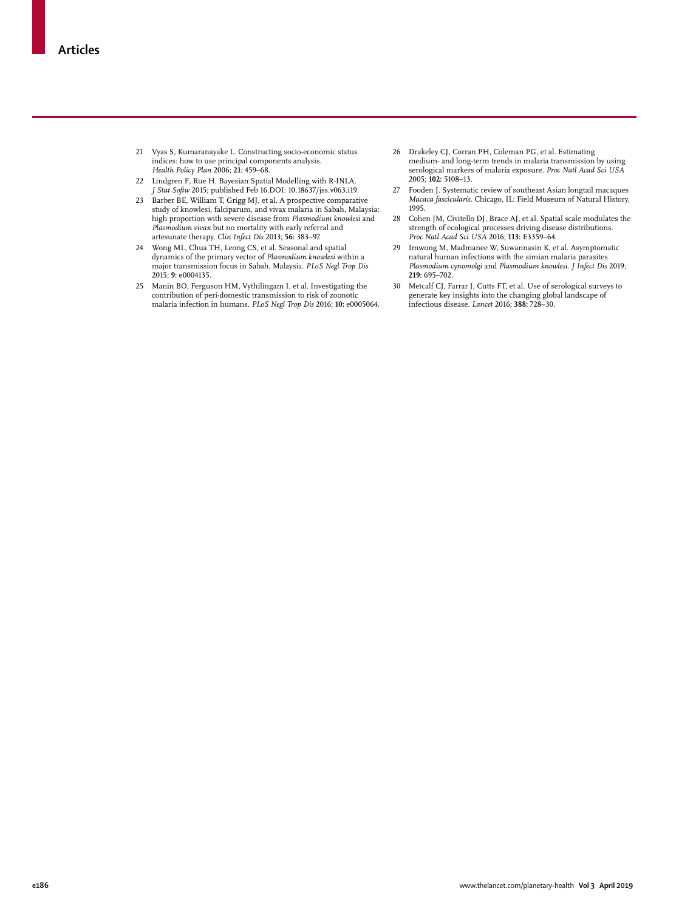21 Vyas S, Kumaranayake L. Constructing socio-economic status indices: how to use principal components analysis. *Health Policy Plan* 2006; **21:** 459–68.

22 Lindgren F, Rue H. Bayesian Spatial Modelling with R-INLA. *J Stat Softw* 2015; published Feb 16.DOI: 10.18637/jss.v063.i19.

23 Barber BE, William T, Grigg MJ, et al. A prospective comparative study of knowlesi, falciparum, and vivax malaria in Sabah, Malaysia: high proportion with severe disease from *Plasmodium knowlesi* and *Plasmodium vivax* but no mortality with early referral and artesunate therapy. *Clin Infect Dis* 2013; **56:** 383–97.

24 Wong ML, Chua TH, Leong CS, et al. Seasonal and spatial dynamics of the primary vector of *Plasmodium knowlesi* within a major transmission focus in Sabah, Malaysia. *PLoS Negl Trop Dis* 2015; **9:** e0004135.

25 Manin BO, Ferguson HM, Vythilingam I, et al. Investigating the contribution of peri-domestic transmission to risk of zoonotic malaria infection in humans. *PLoS Negl Trop Dis* 2016; **10:** e0005064.

26 Drakeley CJ, Corran PH, Coleman PG, et al. Estimating medium- and long-term trends in malaria transmission by using serological markers of malaria exposure. *Proc Natl Acad Sci USA* 2005; **102:** 5108–13.

27 Fooden J. Systematic review of southeast Asian longtail macaques *Macaca fascicularis*. Chicago, IL: Field Museum of Natural History, 1995.

28 Cohen JM, Civitello DJ, Brace AJ, et al. Spatial scale modulates the strength of ecological processes driving disease distributions. *Proc Natl Acad Sci USA* 2016; **113:** E3359–64.

29 Imwong M, Madmanee W, Suwannasin K, et al. Asymptomatic natural human infections with the simian malaria parasites *Plasmodium cynomolgi* and *Plasmodium knowlesi*. *J Infect Dis* 2019; **219:** 695–702.

30 Metcalf CJ, Farrar J, Cutts FT, et al. Use of serological surveys to generate key insights into the changing global landscape of infectious disease. *Lancet* 2016; **388:** 728–30.